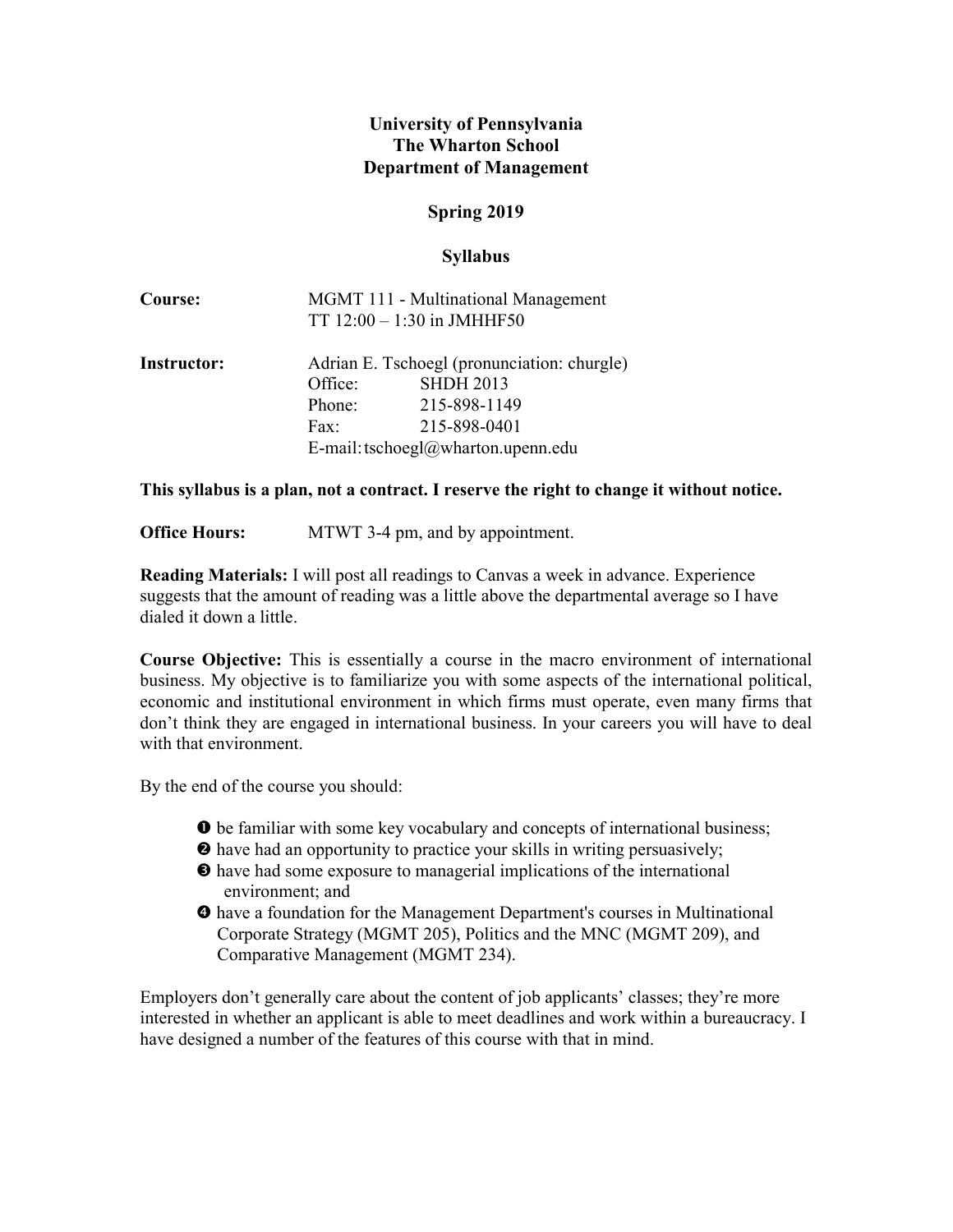**University of Pennsylvania**
**The Wharton School**
**Department of Management**

**Spring 2019**

**Syllabus**

**Course:** MGMT 111 - Multinational Management
TT 12:00 – 1:30 in JMHHF50

**Instructor:** Adrian E. Tschoegl (pronunciation: churgle)
Office: SHDH 2013
Phone: 215-898-1149
Fax: 215-898-0401
E-mail: tschoegl@wharton.upenn.edu

**This syllabus is a plan, not a contract. I reserve the right to change it without notice.**

**Office Hours:** MTWT 3-4 pm, and by appointment.

**Reading Materials:** I will post all readings to Canvas a week in advance. Experience suggests that the amount of reading was a little above the departmental average so I have dialed it down a little.

**Course Objective:** This is essentially a course in the macro environment of international business. My objective is to familiarize you with some aspects of the international political, economic and institutional environment in which firms must operate, even many firms that don't think they are engaged in international business. In your careers you will have to deal with that environment.

By the end of the course you should:

- ❶ be familiar with some key vocabulary and concepts of international business;
- ❷ have had an opportunity to practice your skills in writing persuasively;
- ❸ have had some exposure to managerial implications of the international environment; and
- ❹ have a foundation for the Management Department's courses in Multinational Corporate Strategy (MGMT 205), Politics and the MNC (MGMT 209), and Comparative Management (MGMT 234).

Employers don't generally care about the content of job applicants' classes; they're more interested in whether an applicant is able to meet deadlines and work within a bureaucracy. I have designed a number of the features of this course with that in mind.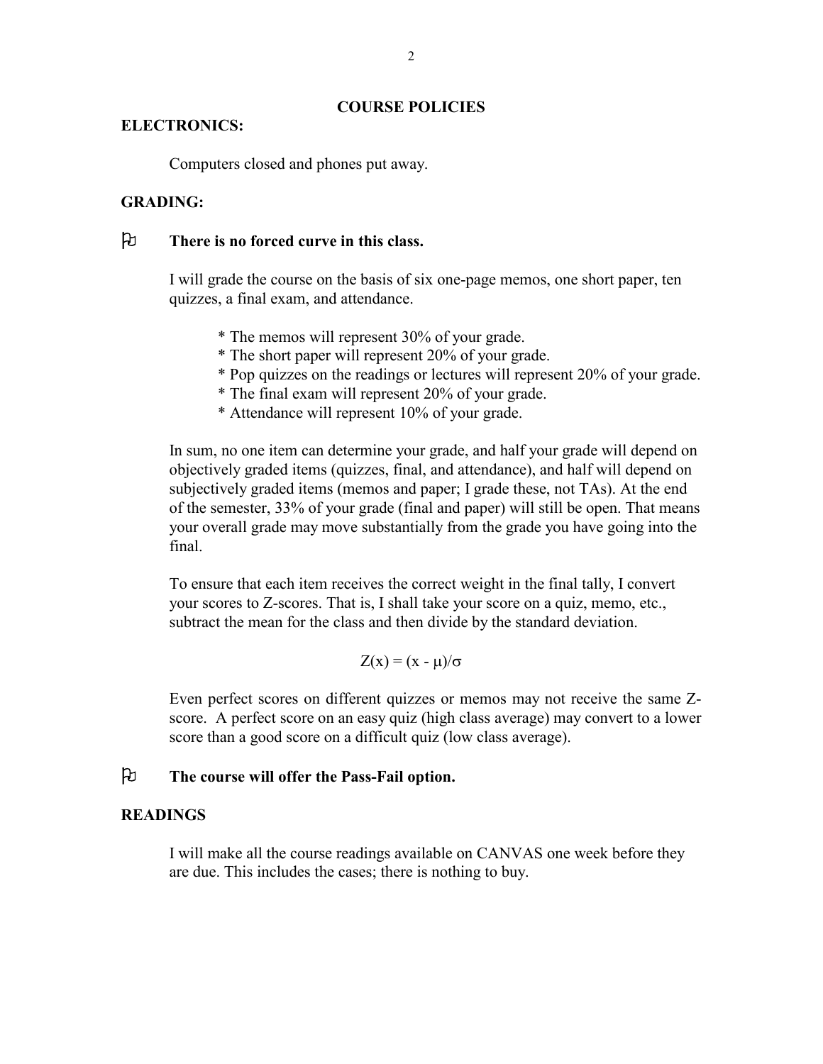## COURSE POLICIES

### ELECTRONICS:

Computers closed and phones put away.

### GRADING:

- **There is no forced curve in this class.**

I will grade the course on the basis of six one-page memos, one short paper, ten quizzes, a final exam, and attendance.

* The memos will represent 30% of your grade.
* The short paper will represent 20% of your grade.
* Pop quizzes on the readings or lectures will represent 20% of your grade.
* The final exam will represent 20% of your grade.
* Attendance will represent 10% of your grade.

In sum, no one item can determine your grade, and half your grade will depend on objectively graded items (quizzes, final, and attendance), and half will depend on subjectively graded items (memos and paper; I grade these, not TAs). At the end of the semester, 33% of your grade (final and paper) will still be open. That means your overall grade may move substantially from the grade you have going into the final.

To ensure that each item receives the correct weight in the final tally, I convert your scores to Z-scores. That is, I shall take your score on a quiz, memo, etc., subtract the mean for the class and then divide by the standard deviation.

$$Z(x) = (x - \mu)/\sigma$$

Even perfect scores on different quizzes or memos may not receive the same Z-score. A perfect score on an easy quiz (high class average) may convert to a lower score than a good score on a difficult quiz (low class average).

- **The course will offer the Pass-Fail option.**

### READINGS

I will make all the course readings available on CANVAS one week before they are due. This includes the cases; there is nothing to buy.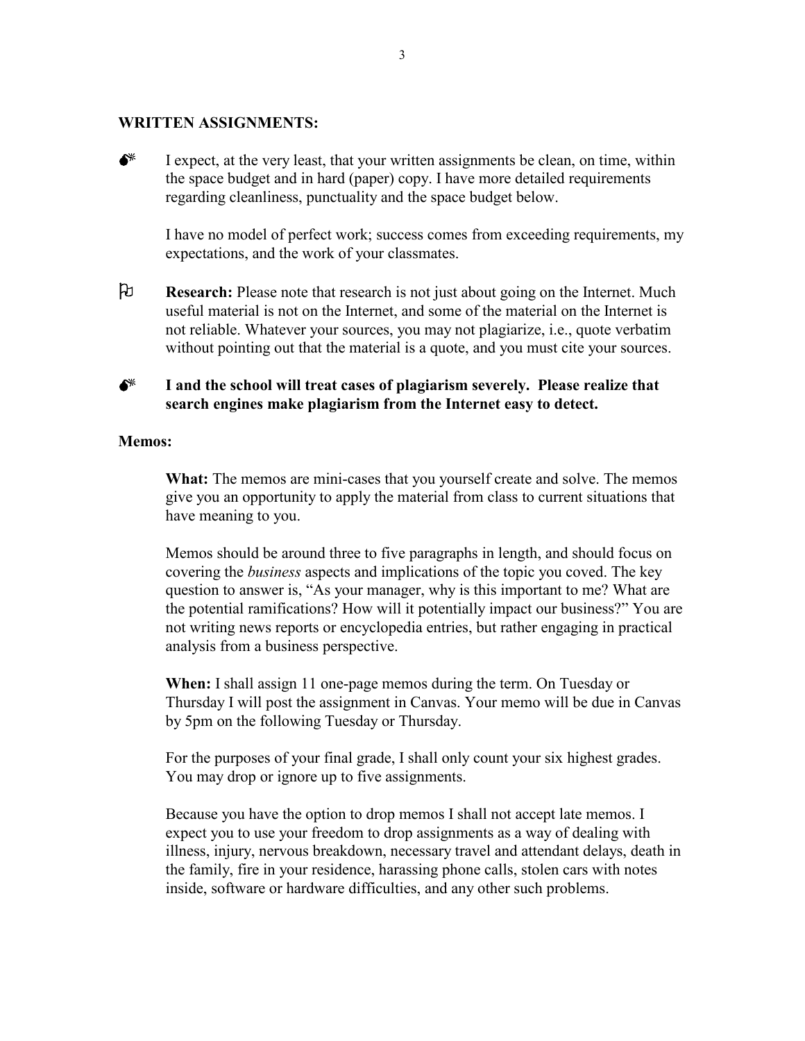## WRITTEN ASSIGNMENTS:

- I expect, at the very least, that your written assignments be clean, on time, within the space budget and in hard (paper) copy. I have more detailed requirements regarding cleanliness, punctuality and the space budget below.

  I have no model of perfect work; success comes from exceeding requirements, my expectations, and the work of your classmates.

- **Research:** Please note that research is not just about going on the Internet. Much useful material is not on the Internet, and some of the material on the Internet is not reliable. Whatever your sources, you may not plagiarize, i.e., quote verbatim without pointing out that the material is a quote, and you must cite your sources.

- **I and the school will treat cases of plagiarism severely. Please realize that search engines make plagiarism from the Internet easy to detect.**

### Memos:

**What:** The memos are mini-cases that you yourself create and solve. The memos give you an opportunity to apply the material from class to current situations that have meaning to you.

Memos should be around three to five paragraphs in length, and should focus on covering the *business* aspects and implications of the topic you coved. The key question to answer is, "As your manager, why is this important to me? What are the potential ramifications? How will it potentially impact our business?" You are not writing news reports or encyclopedia entries, but rather engaging in practical analysis from a business perspective.

**When:** I shall assign 11 one-page memos during the term. On Tuesday or Thursday I will post the assignment in Canvas. Your memo will be due in Canvas by 5pm on the following Tuesday or Thursday.

For the purposes of your final grade, I shall only count your six highest grades. You may drop or ignore up to five assignments.

Because you have the option to drop memos I shall not accept late memos. I expect you to use your freedom to drop assignments as a way of dealing with illness, injury, nervous breakdown, necessary travel and attendant delays, death in the family, fire in your residence, harassing phone calls, stolen cars with notes inside, software or hardware difficulties, and any other such problems.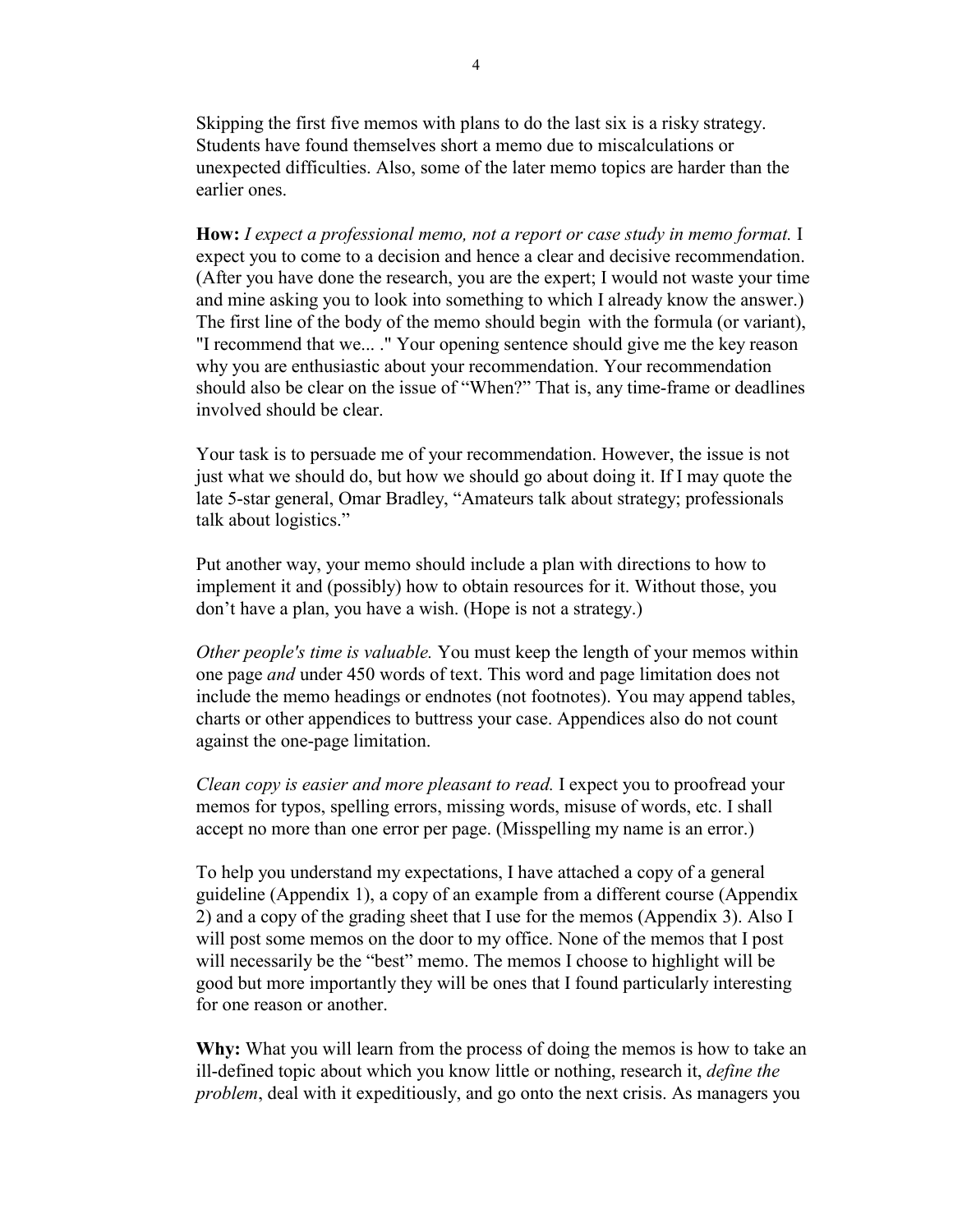Skipping the first five memos with plans to do the last six is a risky strategy. Students have found themselves short a memo due to miscalculations or unexpected difficulties. Also, some of the later memo topics are harder than the earlier ones.

**How:** *I expect a professional memo, not a report or case study in memo format.* I expect you to come to a decision and hence a clear and decisive recommendation. (After you have done the research, you are the expert; I would not waste your time and mine asking you to look into something to which I already know the answer.) The first line of the body of the memo should begin with the formula (or variant), "I recommend that we... ." Your opening sentence should give me the key reason why you are enthusiastic about your recommendation. Your recommendation should also be clear on the issue of "When?" That is, any time-frame or deadlines involved should be clear.

Your task is to persuade me of your recommendation. However, the issue is not just what we should do, but how we should go about doing it. If I may quote the late 5-star general, Omar Bradley, "Amateurs talk about strategy; professionals talk about logistics."

Put another way, your memo should include a plan with directions to how to implement it and (possibly) how to obtain resources for it. Without those, you don't have a plan, you have a wish. (Hope is not a strategy.)

*Other people's time is valuable.* You must keep the length of your memos within one page *and* under 450 words of text. This word and page limitation does not include the memo headings or endnotes (not footnotes). You may append tables, charts or other appendices to buttress your case. Appendices also do not count against the one-page limitation.

*Clean copy is easier and more pleasant to read.* I expect you to proofread your memos for typos, spelling errors, missing words, misuse of words, etc. I shall accept no more than one error per page. (Misspelling my name is an error.)

To help you understand my expectations, I have attached a copy of a general guideline (Appendix 1), a copy of an example from a different course (Appendix 2) and a copy of the grading sheet that I use for the memos (Appendix 3). Also I will post some memos on the door to my office. None of the memos that I post will necessarily be the "best" memo. The memos I choose to highlight will be good but more importantly they will be ones that I found particularly interesting for one reason or another.

**Why:** What you will learn from the process of doing the memos is how to take an ill-defined topic about which you know little or nothing, research it, *define the problem*, deal with it expeditiously, and go onto the next crisis. As managers you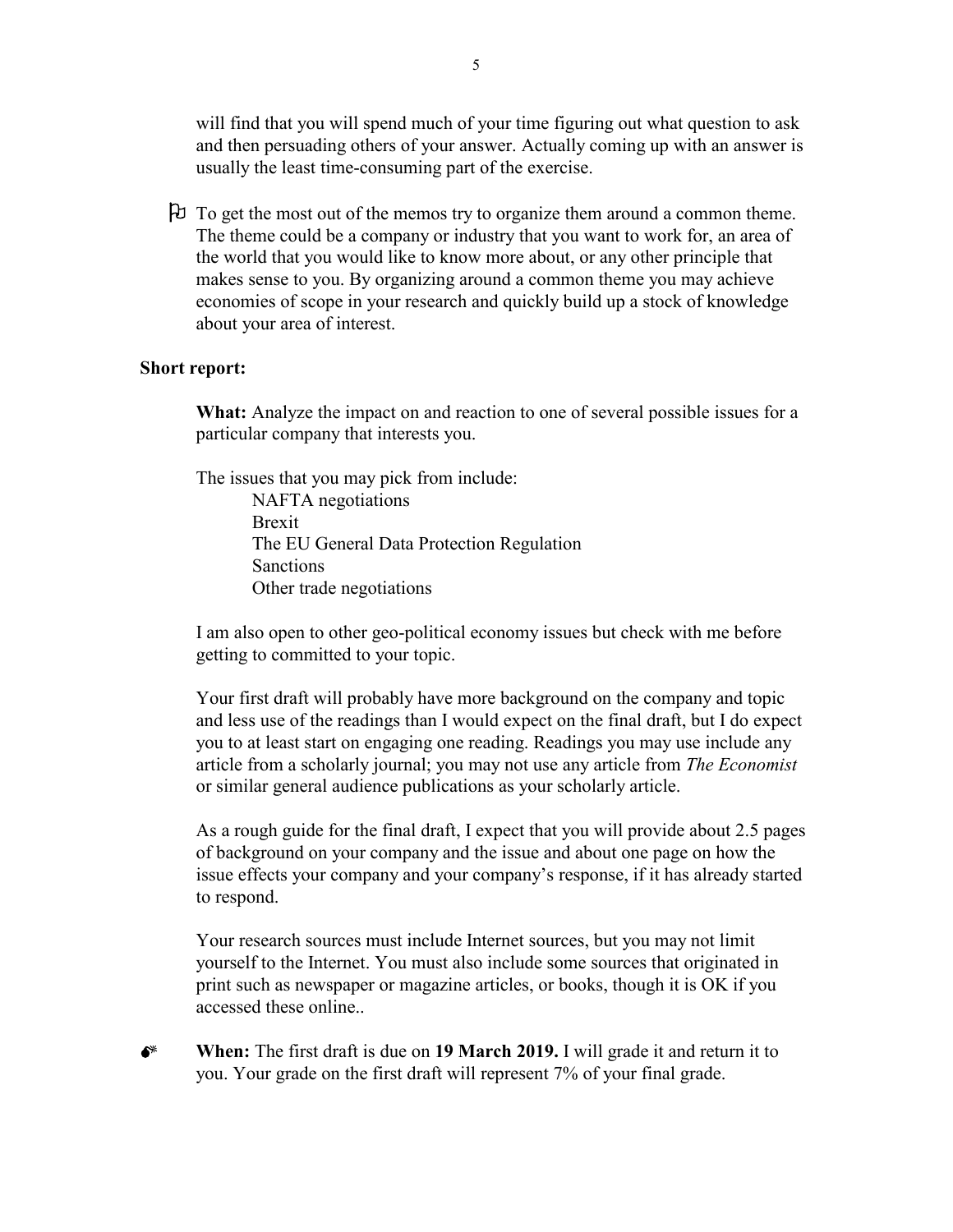will find that you will spend much of your time figuring out what question to ask and then persuading others of your answer. Actually coming up with an answer is usually the least time-consuming part of the exercise.

- To get the most out of the memos try to organize them around a common theme. The theme could be a company or industry that you want to work for, an area of the world that you would like to know more about, or any other principle that makes sense to you. By organizing around a common theme you may achieve economies of scope in your research and quickly build up a stock of knowledge about your area of interest.

**Short report:**

**What:** Analyze the impact on and reaction to one of several possible issues for a particular company that interests you.

The issues that you may pick from include:

- NAFTA negotiations
- Brexit
- The EU General Data Protection Regulation
- Sanctions
- Other trade negotiations

I am also open to other geo-political economy issues but check with me before getting to committed to your topic.

Your first draft will probably have more background on the company and topic and less use of the readings than I would expect on the final draft, but I do expect you to at least start on engaging one reading. Readings you may use include any article from a scholarly journal; you may not use any article from *The Economist* or similar general audience publications as your scholarly article.

As a rough guide for the final draft, I expect that you will provide about 2.5 pages of background on your company and the issue and about one page on how the issue effects your company and your company's response, if it has already started to respond.

Your research sources must include Internet sources, but you may not limit yourself to the Internet. You must also include some sources that originated in print such as newspaper or magazine articles, or books, though it is OK if you accessed these online..

- **When:** The first draft is due on **19 March 2019.** I will grade it and return it to you. Your grade on the first draft will represent 7% of your final grade.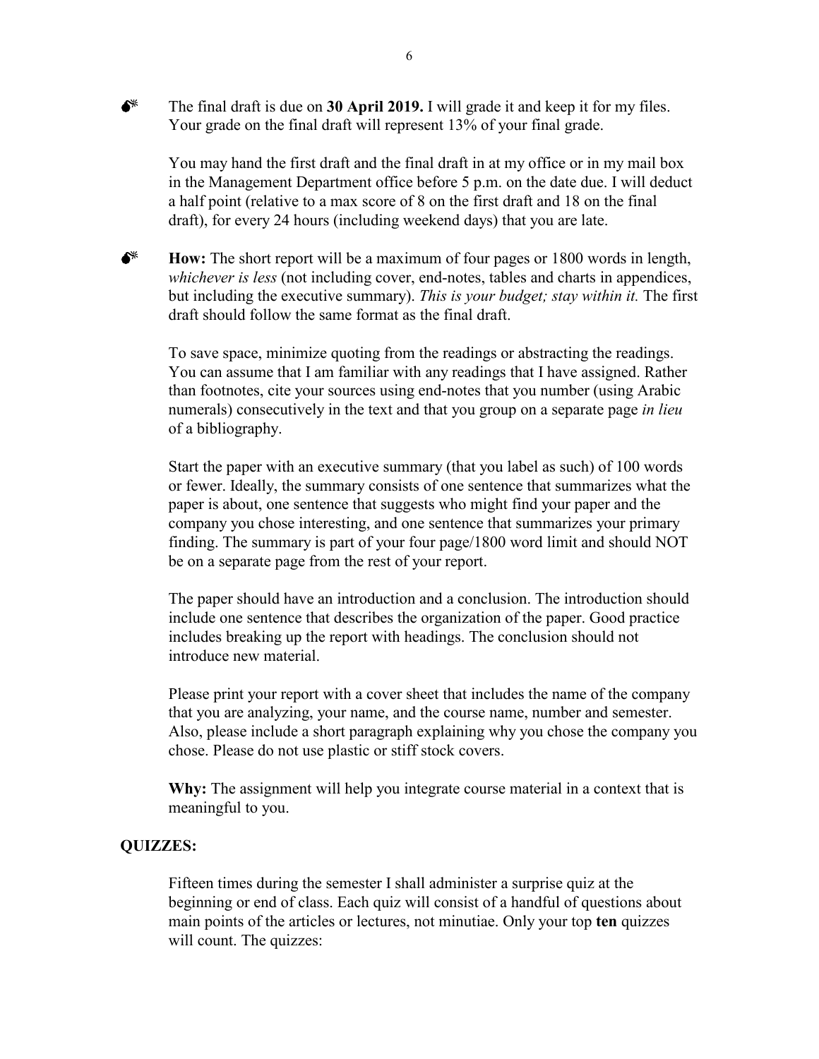- The final draft is due on **30 April 2019.** I will grade it and keep it for my files. Your grade on the final draft will represent 13% of your final grade.

  You may hand the first draft and the final draft in at my office or in my mail box in the Management Department office before 5 p.m. on the date due. I will deduct a half point (relative to a max score of 8 on the first draft and 18 on the final draft), for every 24 hours (including weekend days) that you are late.

- **How:** The short report will be a maximum of four pages or 1800 words in length, *whichever is less* (not including cover, end-notes, tables and charts in appendices, but including the executive summary). *This is your budget; stay within it.* The first draft should follow the same format as the final draft.

  To save space, minimize quoting from the readings or abstracting the readings. You can assume that I am familiar with any readings that I have assigned. Rather than footnotes, cite your sources using end-notes that you number (using Arabic numerals) consecutively in the text and that you group on a separate page *in lieu* of a bibliography.

  Start the paper with an executive summary (that you label as such) of 100 words or fewer. Ideally, the summary consists of one sentence that summarizes what the paper is about, one sentence that suggests who might find your paper and the company you chose interesting, and one sentence that summarizes your primary finding. The summary is part of your four page/1800 word limit and should NOT be on a separate page from the rest of your report.

  The paper should have an introduction and a conclusion. The introduction should include one sentence that describes the organization of the paper. Good practice includes breaking up the report with headings. The conclusion should not introduce new material.

  Please print your report with a cover sheet that includes the name of the company that you are analyzing, your name, and the course name, number and semester. Also, please include a short paragraph explaining why you chose the company you chose. Please do not use plastic or stiff stock covers.

  **Why:** The assignment will help you integrate course material in a context that is meaningful to you.

**QUIZZES:**

Fifteen times during the semester I shall administer a surprise quiz at the beginning or end of class. Each quiz will consist of a handful of questions about main points of the articles or lectures, not minutiae. Only your top **ten** quizzes will count. The quizzes: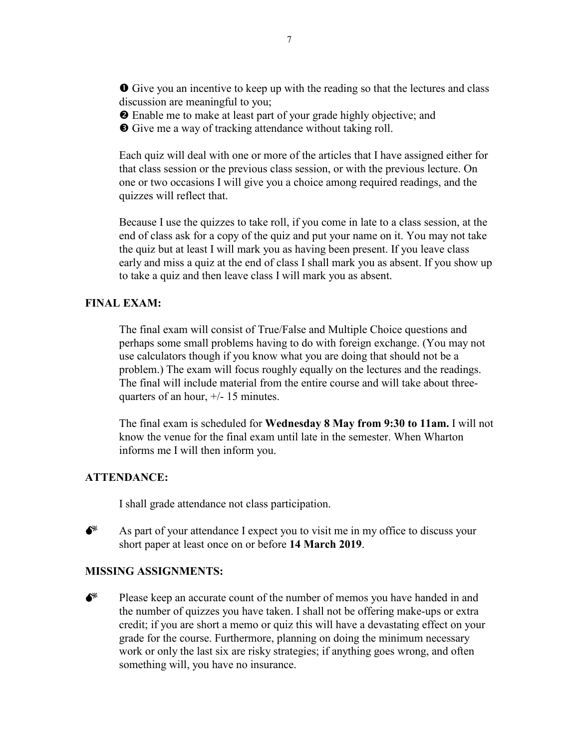❶ Give you an incentive to keep up with the reading so that the lectures and class discussion are meaningful to you;
❷ Enable me to make at least part of your grade highly objective; and
❸ Give me a way of tracking attendance without taking roll.

Each quiz will deal with one or more of the articles that I have assigned either for that class session or the previous class session, or with the previous lecture. On one or two occasions I will give you a choice among required readings, and the quizzes will reflect that.

Because I use the quizzes to take roll, if you come in late to a class session, at the end of class ask for a copy of the quiz and put your name on it. You may not take the quiz but at least I will mark you as having been present. If you leave class early and miss a quiz at the end of class I shall mark you as absent. If you show up to take a quiz and then leave class I will mark you as absent.

**FINAL EXAM:**

The final exam will consist of True/False and Multiple Choice questions and perhaps some small problems having to do with foreign exchange. (You may not use calculators though if you know what you are doing that should not be a problem.) The exam will focus roughly equally on the lectures and the readings. The final will include material from the entire course and will take about three-quarters of an hour, +/- 15 minutes.

The final exam is scheduled for **Wednesday 8 May from 9:30 to 11am.** I will not know the venue for the final exam until late in the semester. When Wharton informs me I will then inform you.

**ATTENDANCE:**

I shall grade attendance not class participation.

💣 As part of your attendance I expect you to visit me in my office to discuss your short paper at least once on or before **14 March 2019**.

**MISSING ASSIGNMENTS:**

💣 Please keep an accurate count of the number of memos you have handed in and the number of quizzes you have taken. I shall not be offering make-ups or extra credit; if you are short a memo or quiz this will have a devastating effect on your grade for the course. Furthermore, planning on doing the minimum necessary work or only the last six are risky strategies; if anything goes wrong, and often something will, you have no insurance.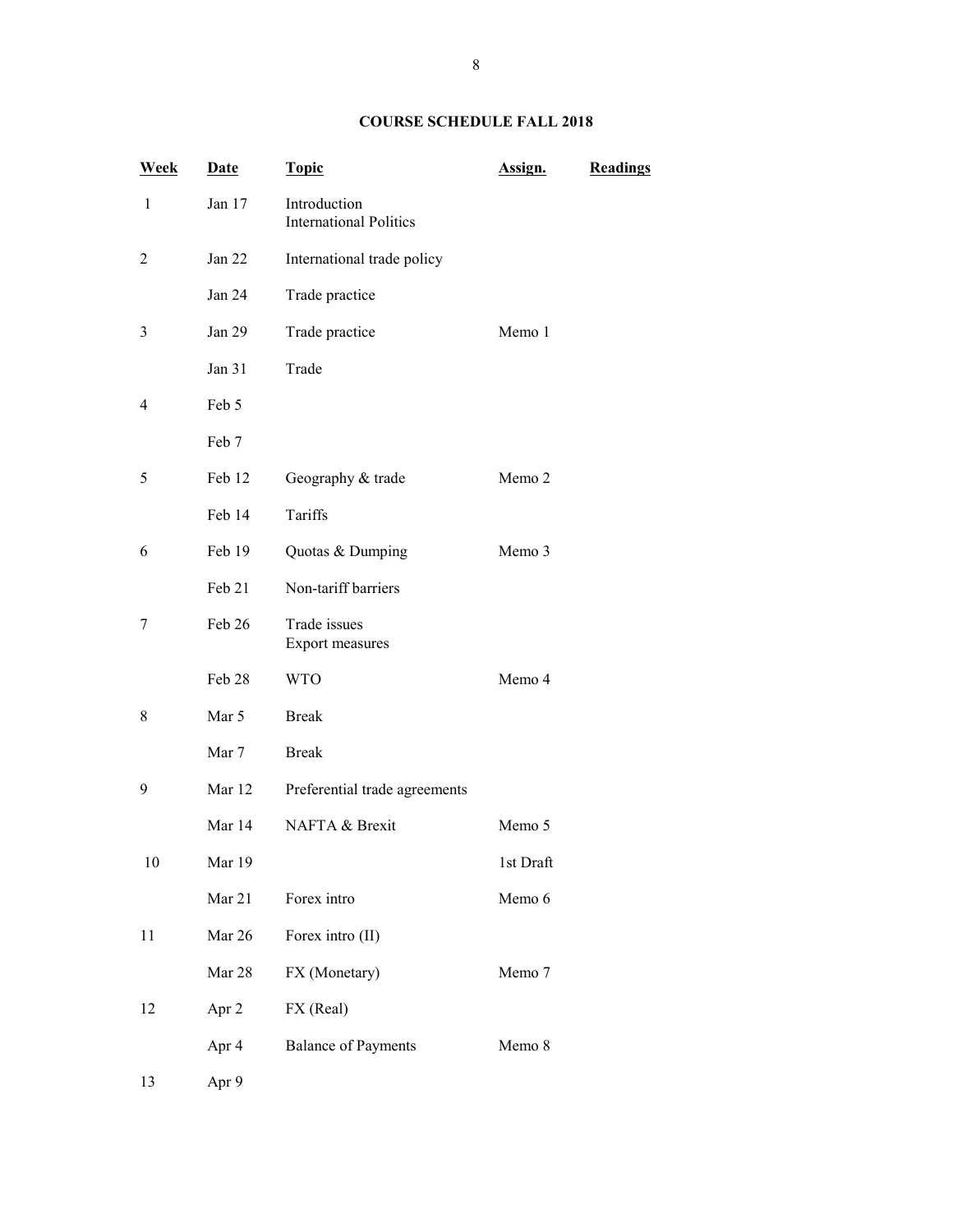**COURSE SCHEDULE FALL 2018**

| Week | Date | Topic | Assign. | Readings |
|---|---|---|---|---|
| 1 | Jan 17 | Introduction<br>International Politics | | |
| 2 | Jan 22 | International trade policy | | |
| | Jan 24 | Trade practice | | |
| 3 | Jan 29 | Trade practice | Memo 1 | |
| | Jan 31 | Trade | | |
| 4 | Feb 5 | | | |
| | Feb 7 | | | |
| 5 | Feb 12 | Geography & trade | Memo 2 | |
| | Feb 14 | Tariffs | | |
| 6 | Feb 19 | Quotas & Dumping | Memo 3 | |
| | Feb 21 | Non-tariff barriers | | |
| 7 | Feb 26 | Trade issues<br>Export measures | | |
| | Feb 28 | WTO | Memo 4 | |
| 8 | Mar 5 | Break | | |
| | Mar 7 | Break | | |
| 9 | Mar 12 | Preferential trade agreements | | |
| | Mar 14 | NAFTA & Brexit | Memo 5 | |
| 10 | Mar 19 | | 1st Draft | |
| | Mar 21 | Forex intro | Memo 6 | |
| 11 | Mar 26 | Forex intro (II) | | |
| | Mar 28 | FX (Monetary) | Memo 7 | |
| 12 | Apr 2 | FX (Real) | | |
| | Apr 4 | Balance of Payments | Memo 8 | |
| 13 | Apr 9 | | | |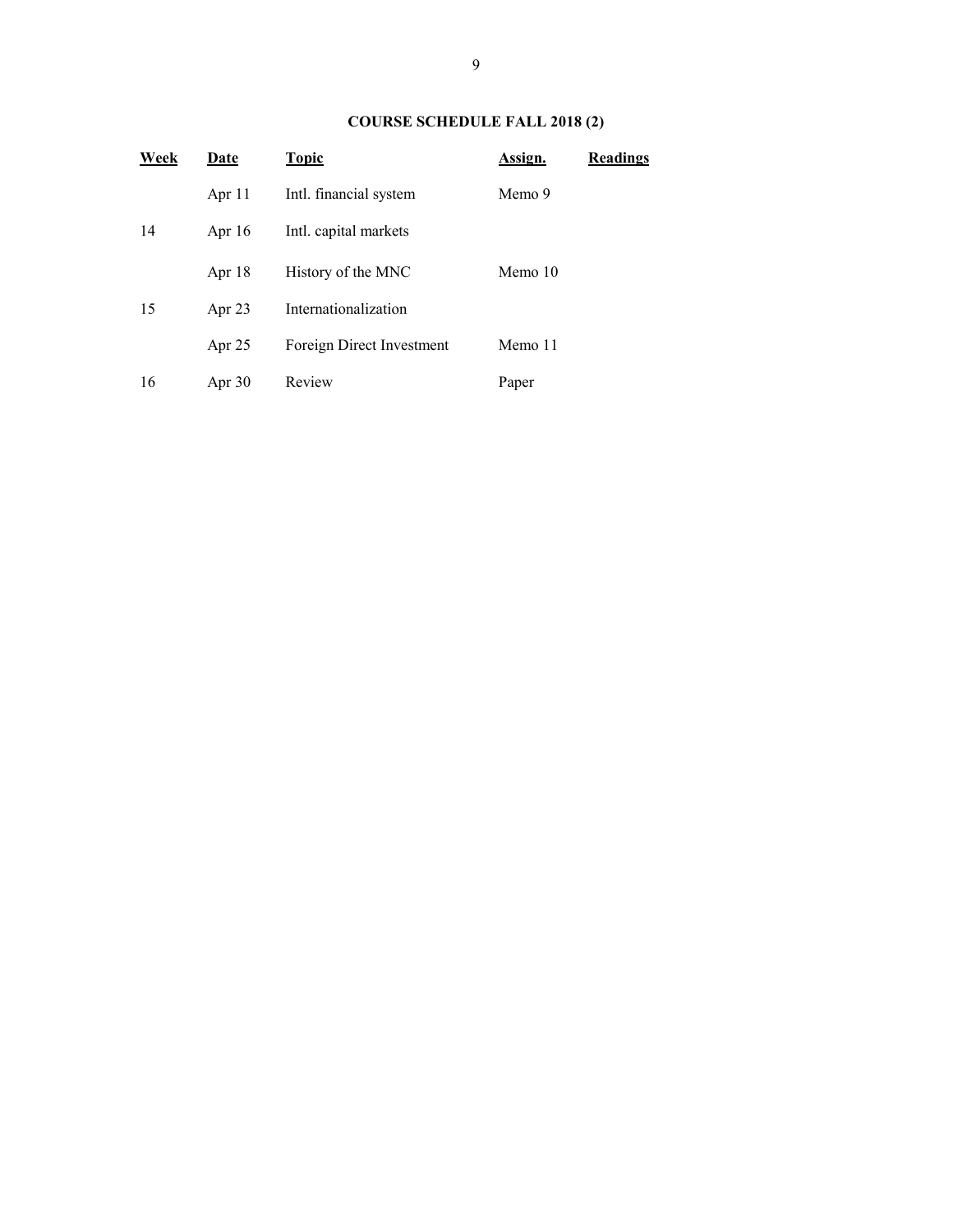**COURSE SCHEDULE FALL 2018 (2)**

| Week | Date | Topic | Assign. | Readings |
|---|---|---|---|---|
| | Apr 11 | Intl. financial system | Memo 9 | |
| 14 | Apr 16 | Intl. capital markets | | |
| | Apr 18 | History of the MNC | Memo 10 | |
| 15 | Apr 23 | Internationalization | | |
| | Apr 25 | Foreign Direct Investment | Memo 11 | |
| 16 | Apr 30 | Review | Paper | |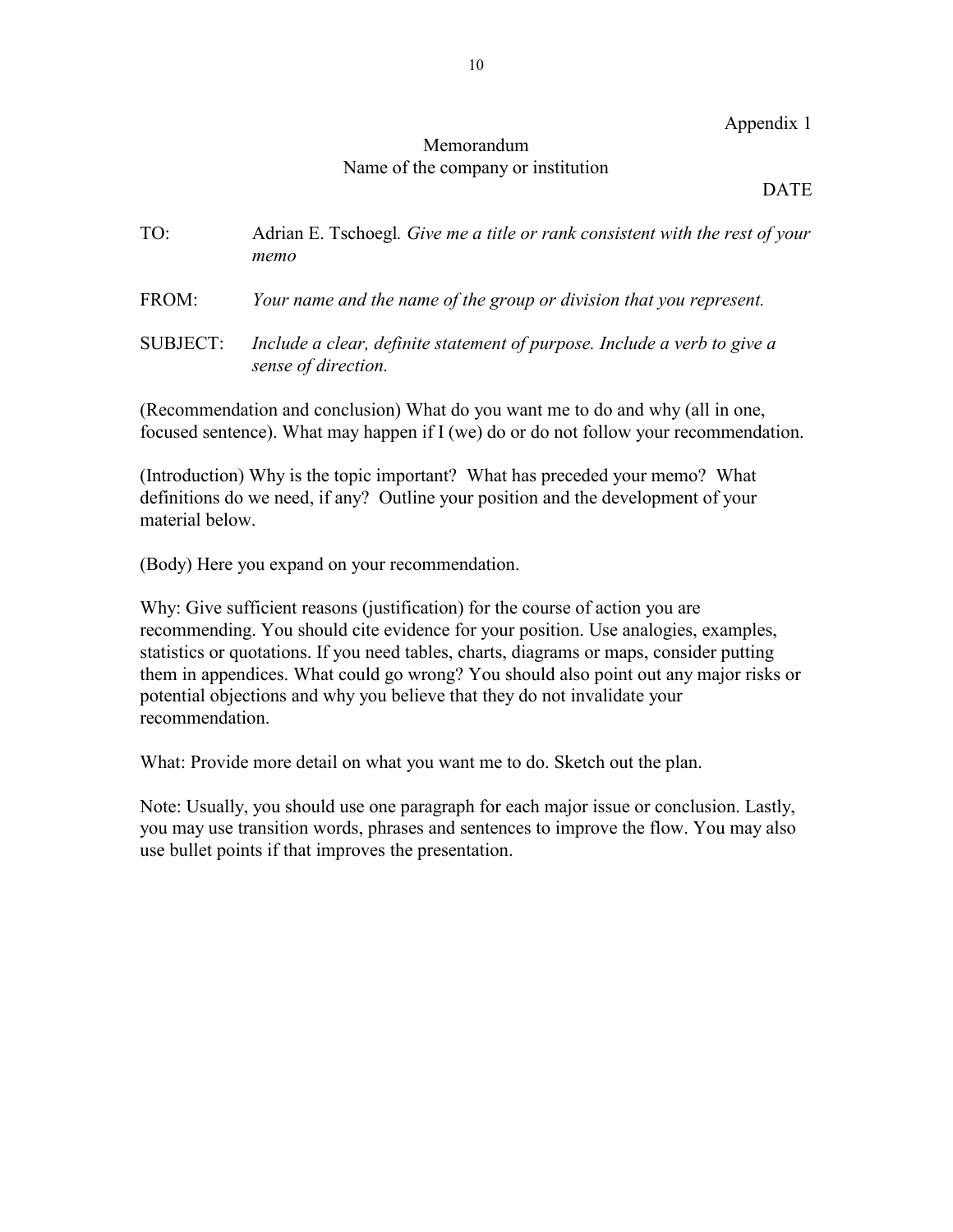Appendix 1

Memorandum
Name of the company or institution

DATE

TO: Adrian E. Tschoegl*. Give me a title or rank consistent with the rest of your memo*

FROM: *Your name and the name of the group or division that you represent.*

SUBJECT: *Include a clear, definite statement of purpose. Include a verb to give a sense of direction.*

(Recommendation and conclusion) What do you want me to do and why (all in one, focused sentence). What may happen if I (we) do or do not follow your recommendation.

(Introduction) Why is the topic important? What has preceded your memo? What definitions do we need, if any? Outline your position and the development of your material below.

(Body) Here you expand on your recommendation.

Why: Give sufficient reasons (justification) for the course of action you are recommending. You should cite evidence for your position. Use analogies, examples, statistics or quotations. If you need tables, charts, diagrams or maps, consider putting them in appendices. What could go wrong? You should also point out any major risks or potential objections and why you believe that they do not invalidate your recommendation.

What: Provide more detail on what you want me to do. Sketch out the plan.

Note: Usually, you should use one paragraph for each major issue or conclusion. Lastly, you may use transition words, phrases and sentences to improve the flow. You may also use bullet points if that improves the presentation.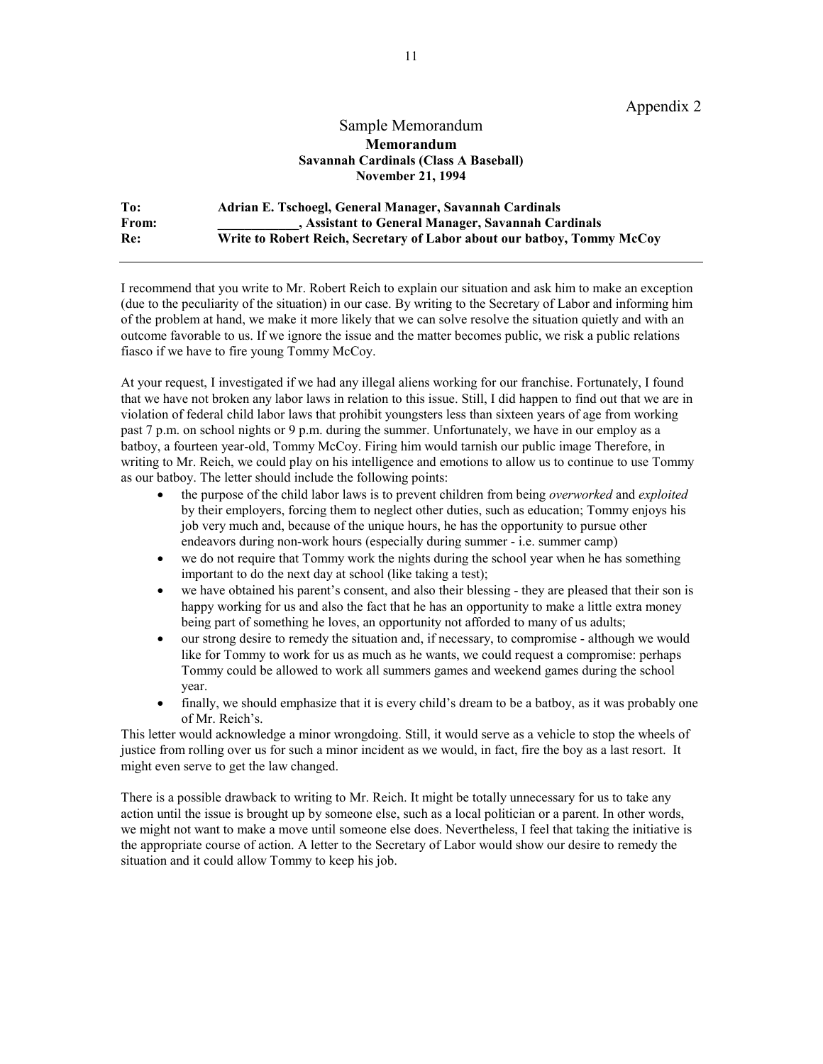Appendix 2

# Sample Memorandum

**Memorandum**
**Savannah Cardinals (Class A Baseball)**
**November 21, 1994**

| | |
|---|---|
| **To:** | **Adrian E. Tschoegl, General Manager, Savannah Cardinals** |
| **From:** | **____________, Assistant to General Manager, Savannah Cardinals** |
| **Re:** | **Write to Robert Reich, Secretary of Labor about our batboy, Tommy McCoy** |

---

I recommend that you write to Mr. Robert Reich to explain our situation and ask him to make an exception (due to the peculiarity of the situation) in our case. By writing to the Secretary of Labor and informing him of the problem at hand, we make it more likely that we can solve resolve the situation quietly and with an outcome favorable to us. If we ignore the issue and the matter becomes public, we risk a public relations fiasco if we have to fire young Tommy McCoy.

At your request, I investigated if we had any illegal aliens working for our franchise. Fortunately, I found that we have not broken any labor laws in relation to this issue. Still, I did happen to find out that we are in violation of federal child labor laws that prohibit youngsters less than sixteen years of age from working past 7 p.m. on school nights or 9 p.m. during the summer. Unfortunately, we have in our employ as a batboy, a fourteen year-old, Tommy McCoy. Firing him would tarnish our public image Therefore, in writing to Mr. Reich, we could play on his intelligence and emotions to allow us to continue to use Tommy as our batboy. The letter should include the following points:

- the purpose of the child labor laws is to prevent children from being *overworked* and *exploited* by their employers, forcing them to neglect other duties, such as education; Tommy enjoys his job very much and, because of the unique hours, he has the opportunity to pursue other endeavors during non-work hours (especially during summer - i.e. summer camp)
- we do not require that Tommy work the nights during the school year when he has something important to do the next day at school (like taking a test);
- we have obtained his parent's consent, and also their blessing - they are pleased that their son is happy working for us and also the fact that he has an opportunity to make a little extra money being part of something he loves, an opportunity not afforded to many of us adults;
- our strong desire to remedy the situation and, if necessary, to compromise - although we would like for Tommy to work for us as much as he wants, we could request a compromise: perhaps Tommy could be allowed to work all summers games and weekend games during the school year.
- finally, we should emphasize that it is every child's dream to be a batboy, as it was probably one of Mr. Reich's.

This letter would acknowledge a minor wrongdoing. Still, it would serve as a vehicle to stop the wheels of justice from rolling over us for such a minor incident as we would, in fact, fire the boy as a last resort. It might even serve to get the law changed.

There is a possible drawback to writing to Mr. Reich. It might be totally unnecessary for us to take any action until the issue is brought up by someone else, such as a local politician or a parent. In other words, we might not want to make a move until someone else does. Nevertheless, I feel that taking the initiative is the appropriate course of action. A letter to the Secretary of Labor would show our desire to remedy the situation and it could allow Tommy to keep his job.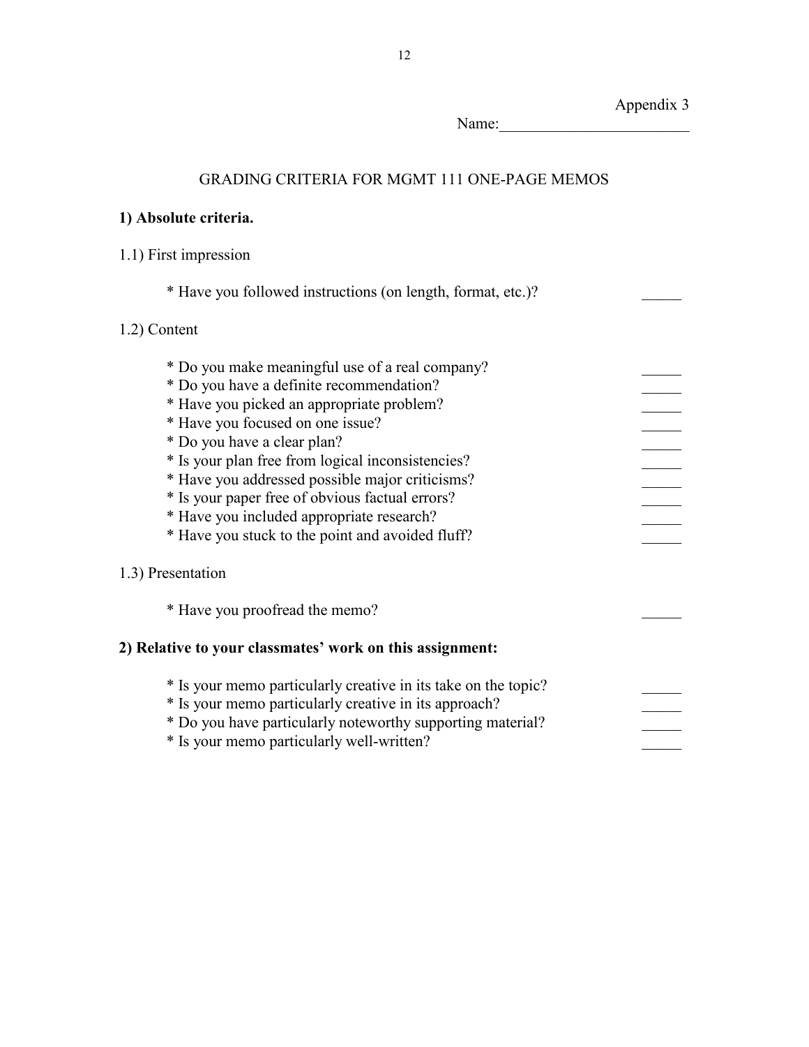Appendix 3

Name:________________________

# GRADING CRITERIA FOR MGMT 111 ONE-PAGE MEMOS

## 1) Absolute criteria.

1.1) First impression

* Have you followed instructions (on length, format, etc.)? _____

1.2) Content

* Do you make meaningful use of a real company? _____
* Do you have a definite recommendation? _____
* Have you picked an appropriate problem? _____
* Have you focused on one issue? _____
* Do you have a clear plan? _____
* Is your plan free from logical inconsistencies? _____
* Have you addressed possible major criticisms? _____
* Is your paper free of obvious factual errors? _____
* Have you included appropriate research? _____
* Have you stuck to the point and avoided fluff? _____

1.3) Presentation

* Have you proofread the memo? _____

## 2) Relative to your classmates' work on this assignment:

* Is your memo particularly creative in its take on the topic? _____
* Is your memo particularly creative in its approach? _____
* Do you have particularly noteworthy supporting material? _____
* Is your memo particularly well-written? _____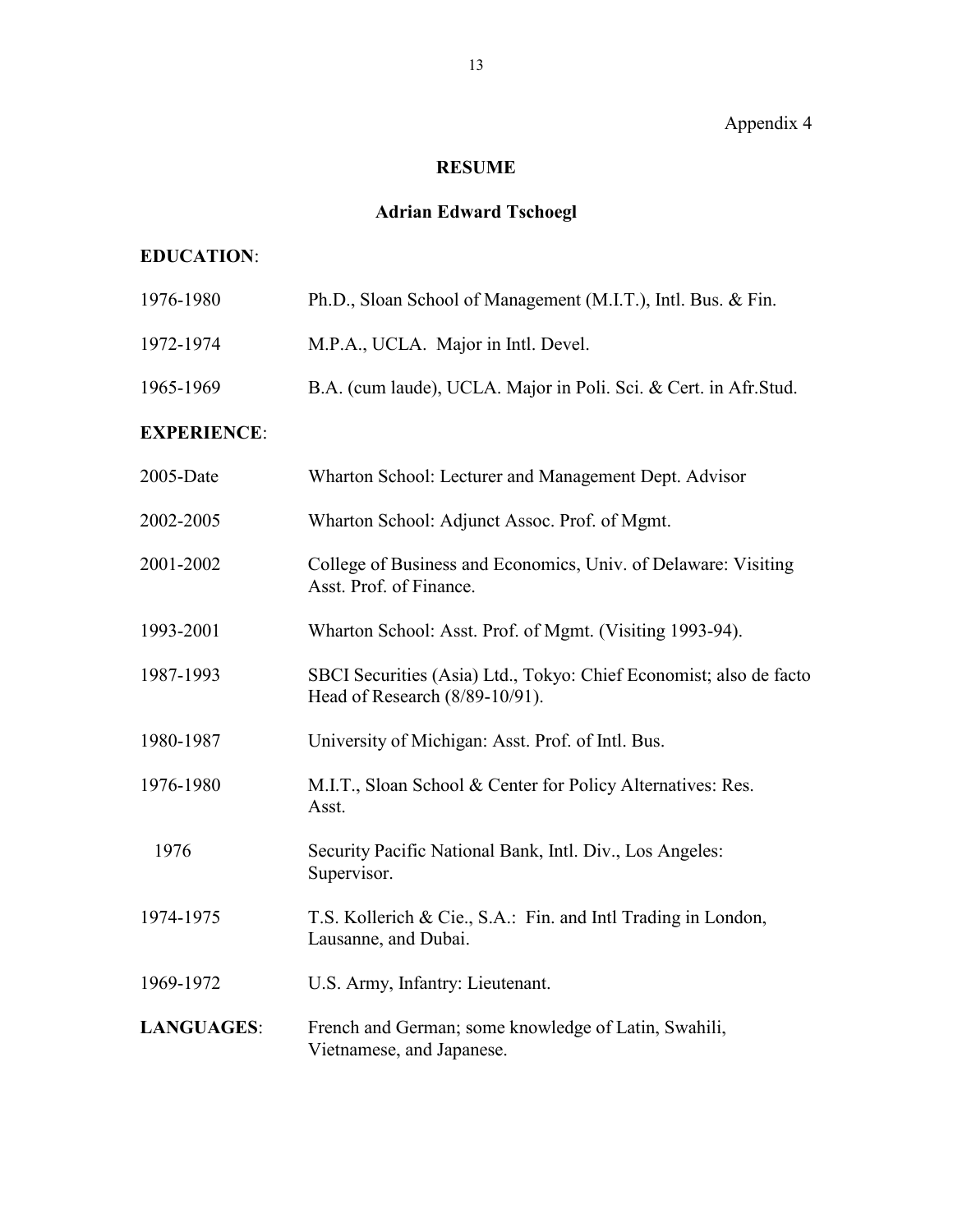Appendix 4

# RESUME

## Adrian Edward Tschoegl

**EDUCATION**:

| | |
|---|---|
| 1976-1980 | Ph.D., Sloan School of Management (M.I.T.), Intl. Bus. & Fin. |
| 1972-1974 | M.P.A., UCLA. Major in Intl. Devel. |
| 1965-1969 | B.A. (cum laude), UCLA. Major in Poli. Sci. & Cert. in Afr.Stud. |

**EXPERIENCE**:

| | |
|---|---|
| 2005-Date | Wharton School: Lecturer and Management Dept. Advisor |
| 2002-2005 | Wharton School: Adjunct Assoc. Prof. of Mgmt. |
| 2001-2002 | College of Business and Economics, Univ. of Delaware: Visiting Asst. Prof. of Finance. |
| 1993-2001 | Wharton School: Asst. Prof. of Mgmt. (Visiting 1993-94). |
| 1987-1993 | SBCI Securities (Asia) Ltd., Tokyo: Chief Economist; also de facto Head of Research (8/89-10/91). |
| 1980-1987 | University of Michigan: Asst. Prof. of Intl. Bus. |
| 1976-1980 | M.I.T., Sloan School & Center for Policy Alternatives: Res. Asst. |
| 1976 | Security Pacific National Bank, Intl. Div., Los Angeles: Supervisor. |
| 1974-1975 | T.S. Kollerich & Cie., S.A.: Fin. and Intl Trading in London, Lausanne, and Dubai. |
| 1969-1972 | U.S. Army, Infantry: Lieutenant. |

**LANGUAGES**: French and German; some knowledge of Latin, Swahili, Vietnamese, and Japanese.